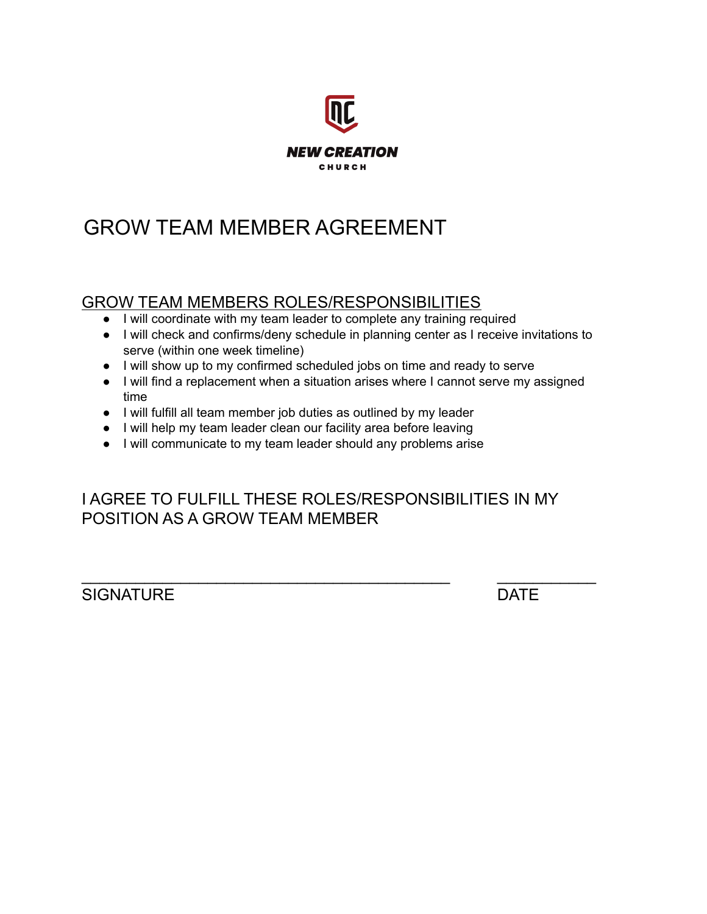NEW CREATION
CHURCH

# GROW TEAM MEMBER AGREEMENT

## GROW TEAM MEMBERS ROLES/RESPONSIBILITIES

- I will coordinate with my team leader to complete any training required
- I will check and confirms/deny schedule in planning center as I receive invitations to serve (within one week timeline)
- I will show up to my confirmed scheduled jobs on time and ready to serve
- I will find a replacement when a situation arises where I cannot serve my assigned time
- I will fulfill all team member job duties as outlined by my leader
- I will help my team leader clean our facility area before leaving
- I will communicate to my team leader should any problems arise

I AGREE TO FULFILL THESE ROLES/RESPONSIBILITIES IN MY POSITION AS A GROW TEAM MEMBER

_________________________________________ ___________

SIGNATURE DATE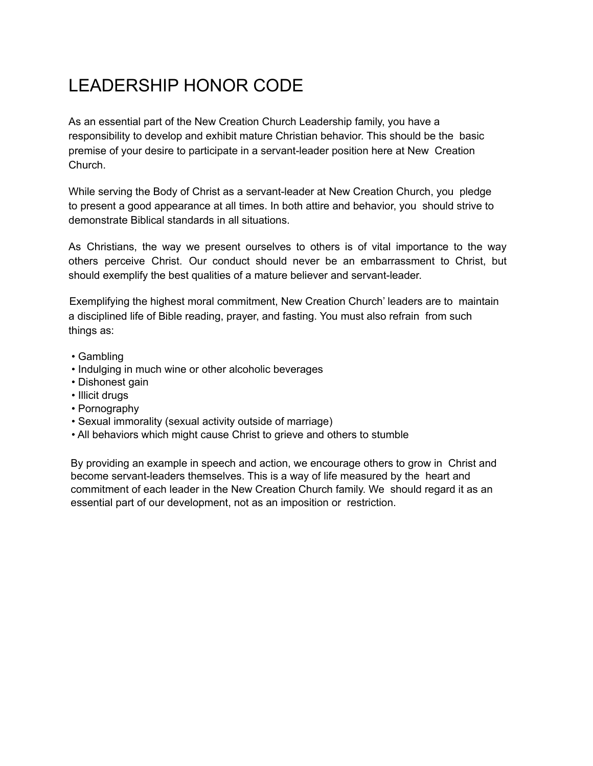# LEADERSHIP HONOR CODE

As an essential part of the New Creation Church Leadership family, you have a responsibility to develop and exhibit mature Christian behavior. This should be the basic premise of your desire to participate in a servant-leader position here at New Creation Church.

While serving the Body of Christ as a servant-leader at New Creation Church, you pledge to present a good appearance at all times. In both attire and behavior, you should strive to demonstrate Biblical standards in all situations.

As Christians, the way we present ourselves to others is of vital importance to the way others perceive Christ. Our conduct should never be an embarrassment to Christ, but should exemplify the best qualities of a mature believer and servant-leader.

Exemplifying the highest moral commitment, New Creation Church' leaders are to maintain a disciplined life of Bible reading, prayer, and fasting. You must also refrain from such things as:

- Gambling
- Indulging in much wine or other alcoholic beverages
- Dishonest gain
- Illicit drugs
- Pornography
- Sexual immorality (sexual activity outside of marriage)
- All behaviors which might cause Christ to grieve and others to stumble

By providing an example in speech and action, we encourage others to grow in Christ and become servant-leaders themselves. This is a way of life measured by the heart and commitment of each leader in the New Creation Church family. We should regard it as an essential part of our development, not as an imposition or restriction.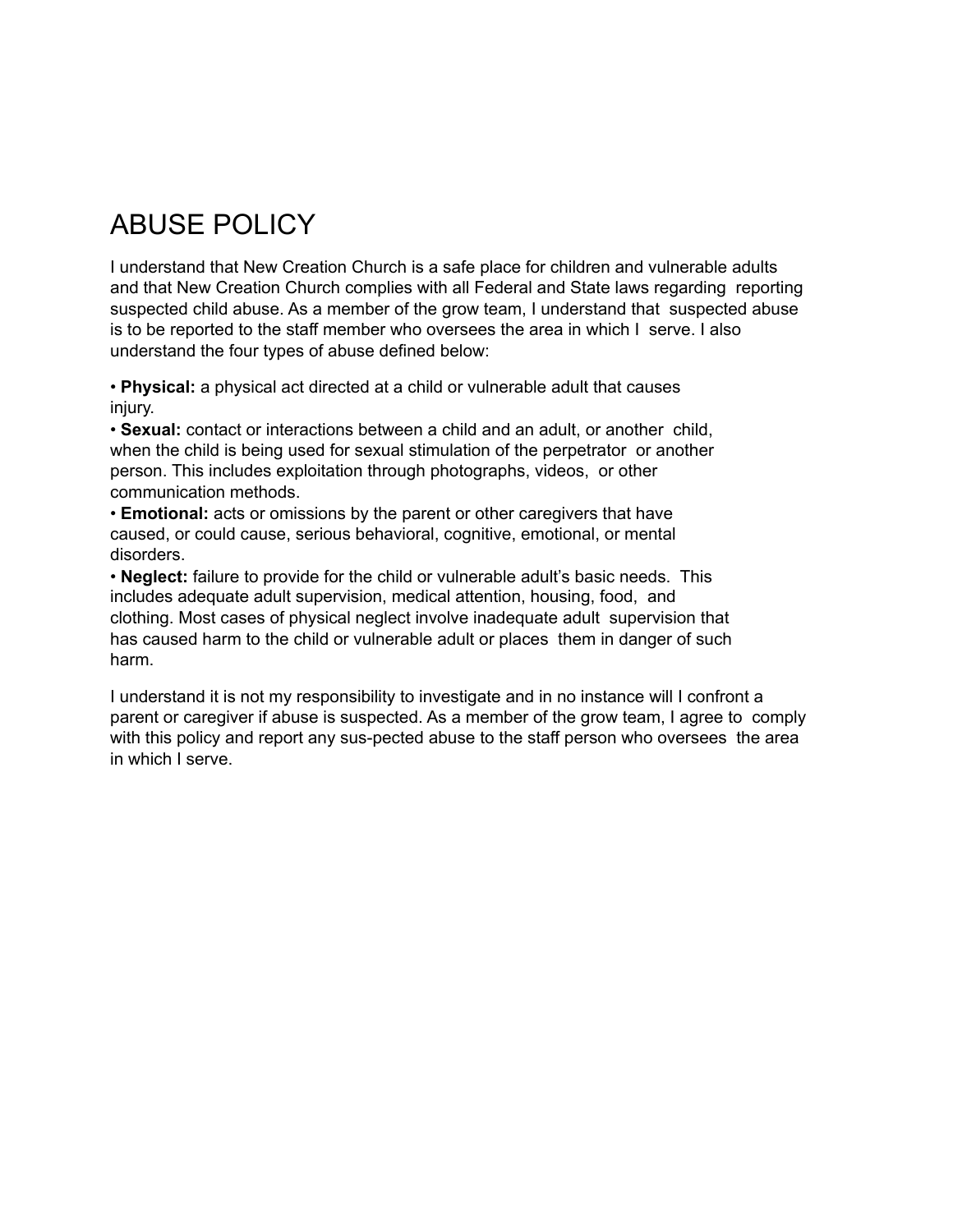# ABUSE POLICY

I understand that New Creation Church is a safe place for children and vulnerable adults and that New Creation Church complies with all Federal and State laws regarding reporting suspected child abuse. As a member of the grow team, I understand that suspected abuse is to be reported to the staff member who oversees the area in which I serve. I also understand the four types of abuse defined below:

- **Physical:** a physical act directed at a child or vulnerable adult that causes injury.
- **Sexual:** contact or interactions between a child and an adult, or another child, when the child is being used for sexual stimulation of the perpetrator or another person. This includes exploitation through photographs, videos, or other communication methods.
- **Emotional:** acts or omissions by the parent or other caregivers that have caused, or could cause, serious behavioral, cognitive, emotional, or mental disorders.
- **Neglect:** failure to provide for the child or vulnerable adult's basic needs. This includes adequate adult supervision, medical attention, housing, food, and clothing. Most cases of physical neglect involve inadequate adult supervision that has caused harm to the child or vulnerable adult or places them in danger of such harm.

I understand it is not my responsibility to investigate and in no instance will I confront a parent or caregiver if abuse is suspected. As a member of the grow team, I agree to comply with this policy and report any sus-pected abuse to the staff person who oversees the area in which I serve.